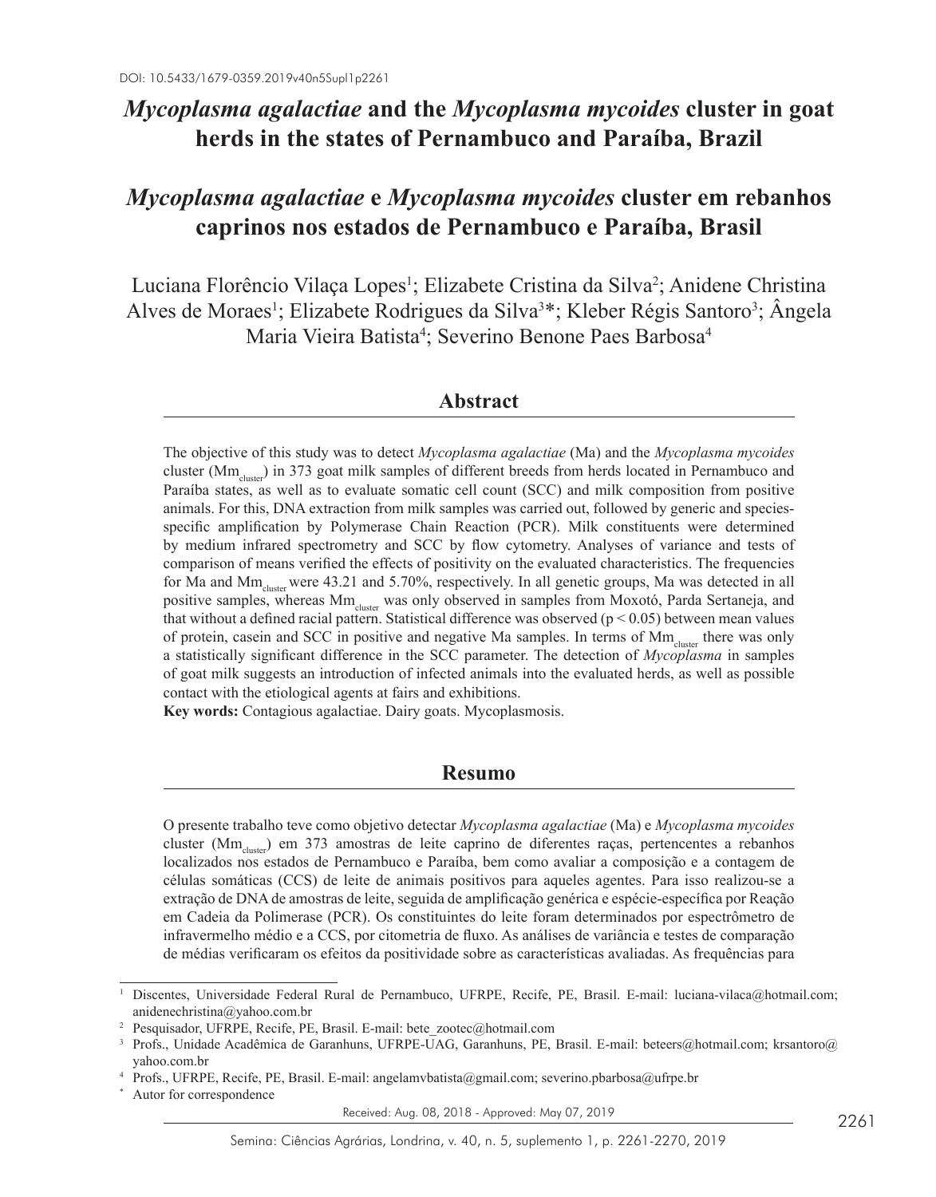DOI: 10.5433/1679-0359.2019v40n5Supl1p2261

# *Mycoplasma agalactiae* and the *Mycoplasma mycoides* cluster in goat herds in the states of Pernambuco and Paraíba, Brazil

# *Mycoplasma agalactiae* e *Mycoplasma mycoides* cluster em rebanhos caprinos nos estados de Pernambuco e Paraíba, Brasil

Luciana Florêncio Vilaça Lopes[1]; Elizabete Cristina da Silva[2]; Anidene Christina Alves de Moraes[1]; Elizabete Rodrigues da Silva[3]*; Kleber Régis Santoro[3]; Ângela Maria Vieira Batista[4]; Severino Benone Paes Barbosa[4]

## Abstract

The objective of this study was to detect *Mycoplasma agalactiae* (Ma) and the *Mycoplasma mycoides* cluster ($Mm_{cluster}$) in 373 goat milk samples of different breeds from herds located in Pernambuco and Paraíba states, as well as to evaluate somatic cell count (SCC) and milk composition from positive animals. For this, DNA extraction from milk samples was carried out, followed by generic and species-specific amplification by Polymerase Chain Reaction (PCR). Milk constituents were determined by medium infrared spectrometry and SCC by flow cytometry. Analyses of variance and tests of comparison of means verified the effects of positivity on the evaluated characteristics. The frequencies for Ma and $Mm_{cluster}$ were 43.21 and 5.70%, respectively. In all genetic groups, Ma was detected in all positive samples, whereas $Mm_{cluster}$ was only observed in samples from Moxotó, Parda Sertaneja, and that without a defined racial pattern. Statistical difference was observed ($p < 0.05$) between mean values of protein, casein and SCC in positive and negative Ma samples. In terms of $Mm_{cluster}$ there was only a statistically significant difference in the SCC parameter. The detection of *Mycoplasma* in samples of goat milk suggests an introduction of infected animals into the evaluated herds, as well as possible contact with the etiological agents at fairs and exhibitions.

**Key words:** Contagious agalactiae. Dairy goats. Mycoplasmosis.

## Resumo

O presente trabalho teve como objetivo detectar *Mycoplasma agalactiae* (Ma) e *Mycoplasma mycoides* cluster ($Mm_{cluster}$) em 373 amostras de leite caprino de diferentes raças, pertencentes a rebanhos localizados nos estados de Pernambuco e Paraíba, bem como avaliar a composição e a contagem de células somáticas (CCS) de leite de animais positivos para aqueles agentes. Para isso realizou-se a extração de DNA de amostras de leite, seguida de amplificação genérica e espécie-específica por Reação em Cadeia da Polimerase (PCR). Os constituintes do leite foram determinados por espectrômetro de infravermelho médio e a CCS, por citometria de fluxo. As análises de variância e testes de comparação de médias verificaram os efeitos da positividade sobre as características avaliadas. As frequências para

---

[1] Discentes, Universidade Federal Rural de Pernambuco, UFRPE, Recife, PE, Brasil. E-mail: luciana-vilaca@hotmail.com; anidenechristina@yahoo.com.br

[2] Pesquisador, UFRPE, Recife, PE, Brasil. E-mail: bete_zootec@hotmail.com

[3] Profs., Unidade Acadêmica de Garanhuns, UFRPE-UAG, Garanhuns, PE, Brasil. E-mail: beteers@hotmail.com; krsantoro@yahoo.com.br

[4] Profs., UFRPE, Recife, PE, Brasil. E-mail: angelamvbatista@gmail.com; severino.pbarbosa@ufrpe.br

* Autor for correspondence

Received: Aug. 08, 2018 - Approved: May 07, 2019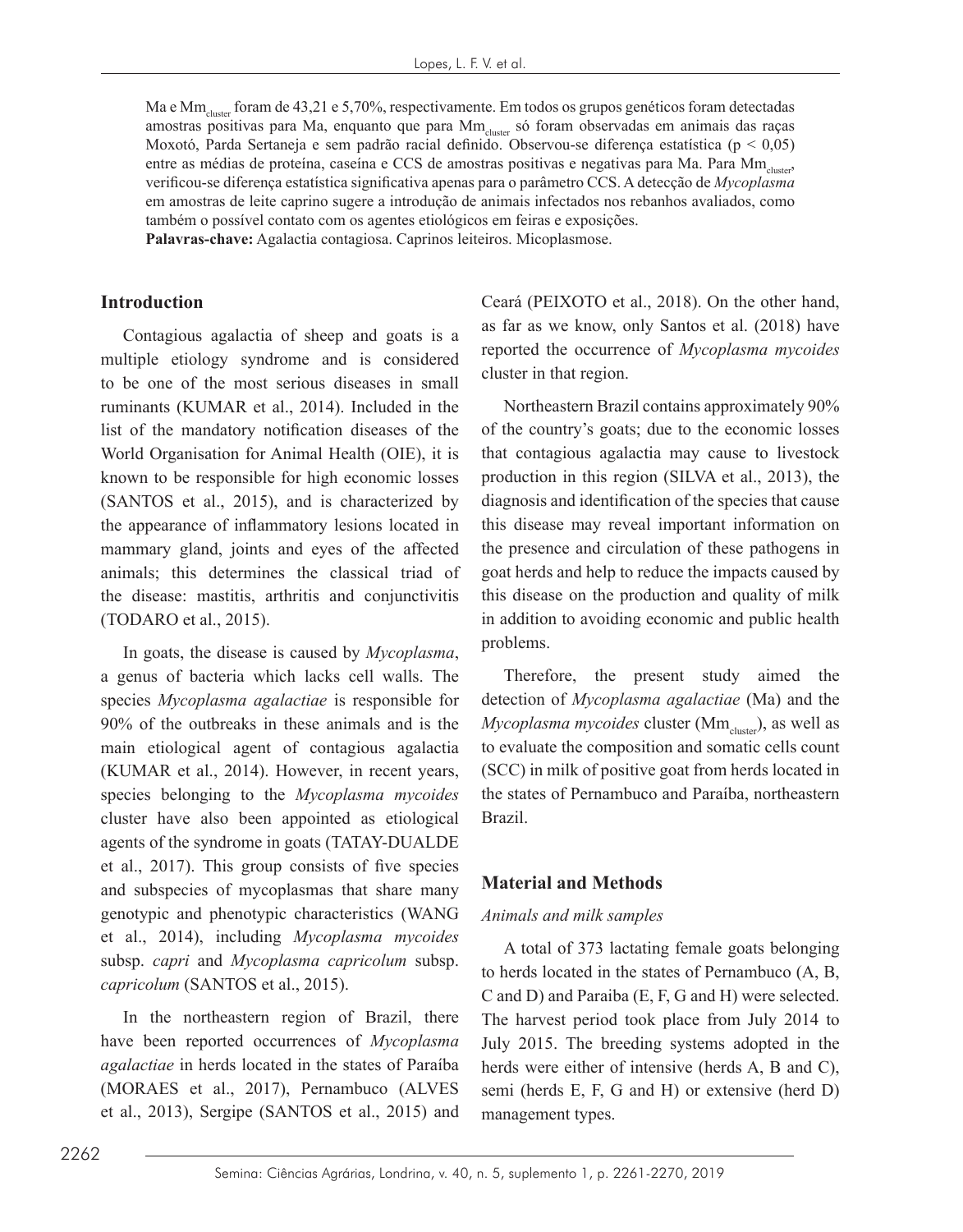Ma e $Mm_{cluster}$ foram de 43,21 e 5,70%, respectivamente. Em todos os grupos genéticos foram detectadas amostras positivas para Ma, enquanto que para $Mm_{cluster}$ só foram observadas em animais das raças Moxotó, Parda Sertaneja e sem padrão racial definido. Observou-se diferença estatística ($p < 0,05$) entre as médias de proteína, caseína e CCS de amostras positivas e negativas para Ma. Para $Mm_{cluster}$, verificou-se diferença estatística significativa apenas para o parâmetro CCS. A detecção de *Mycoplasma* em amostras de leite caprino sugere a introdução de animais infectados nos rebanhos avaliados, como também o possível contato com os agentes etiológicos em feiras e exposições.

**Palavras-chave:** Agalactia contagiosa. Caprinos leiteiros. Micoplasmose.

## Introduction

Contagious agalactia of sheep and goats is a multiple etiology syndrome and is considered to be one of the most serious diseases in small ruminants (KUMAR et al., 2014). Included in the list of the mandatory notification diseases of the World Organisation for Animal Health (OIE), it is known to be responsible for high economic losses (SANTOS et al., 2015), and is characterized by the appearance of inflammatory lesions located in mammary gland, joints and eyes of the affected animals; this determines the classical triad of the disease: mastitis, arthritis and conjunctivitis (TODARO et al., 2015).

In goats, the disease is caused by *Mycoplasma*, a genus of bacteria which lacks cell walls. The species *Mycoplasma agalactiae* is responsible for 90% of the outbreaks in these animals and is the main etiological agent of contagious agalactia (KUMAR et al., 2014). However, in recent years, species belonging to the *Mycoplasma mycoides* cluster have also been appointed as etiological agents of the syndrome in goats (TATAY-DUALDE et al., 2017). This group consists of five species and subspecies of mycoplasmas that share many genotypic and phenotypic characteristics (WANG et al., 2014), including *Mycoplasma mycoides* subsp. *capri* and *Mycoplasma capricolum* subsp. *capricolum* (SANTOS et al., 2015).

In the northeastern region of Brazil, there have been reported occurrences of *Mycoplasma agalactiae* in herds located in the states of Paraíba (MORAES et al., 2017), Pernambuco (ALVES et al., 2013), Sergipe (SANTOS et al., 2015) and Ceará (PEIXOTO et al., 2018). On the other hand, as far as we know, only Santos et al. (2018) have reported the occurrence of *Mycoplasma mycoides* cluster in that region.

Northeastern Brazil contains approximately 90% of the country's goats; due to the economic losses that contagious agalactia may cause to livestock production in this region (SILVA et al., 2013), the diagnosis and identification of the species that cause this disease may reveal important information on the presence and circulation of these pathogens in goat herds and help to reduce the impacts caused by this disease on the production and quality of milk in addition to avoiding economic and public health problems.

Therefore, the present study aimed the detection of *Mycoplasma agalactiae* (Ma) and the *Mycoplasma mycoides* cluster ($Mm_{cluster}$), as well as to evaluate the composition and somatic cells count (SCC) in milk of positive goat from herds located in the states of Pernambuco and Paraíba, northeastern Brazil.

## Material and Methods

### *Animals and milk samples*

A total of 373 lactating female goats belonging to herds located in the states of Pernambuco (A, B, C and D) and Paraiba (E, F, G and H) were selected. The harvest period took place from July 2014 to July 2015. The breeding systems adopted in the herds were either of intensive (herds A, B and C), semi (herds E, F, G and H) or extensive (herd D) management types.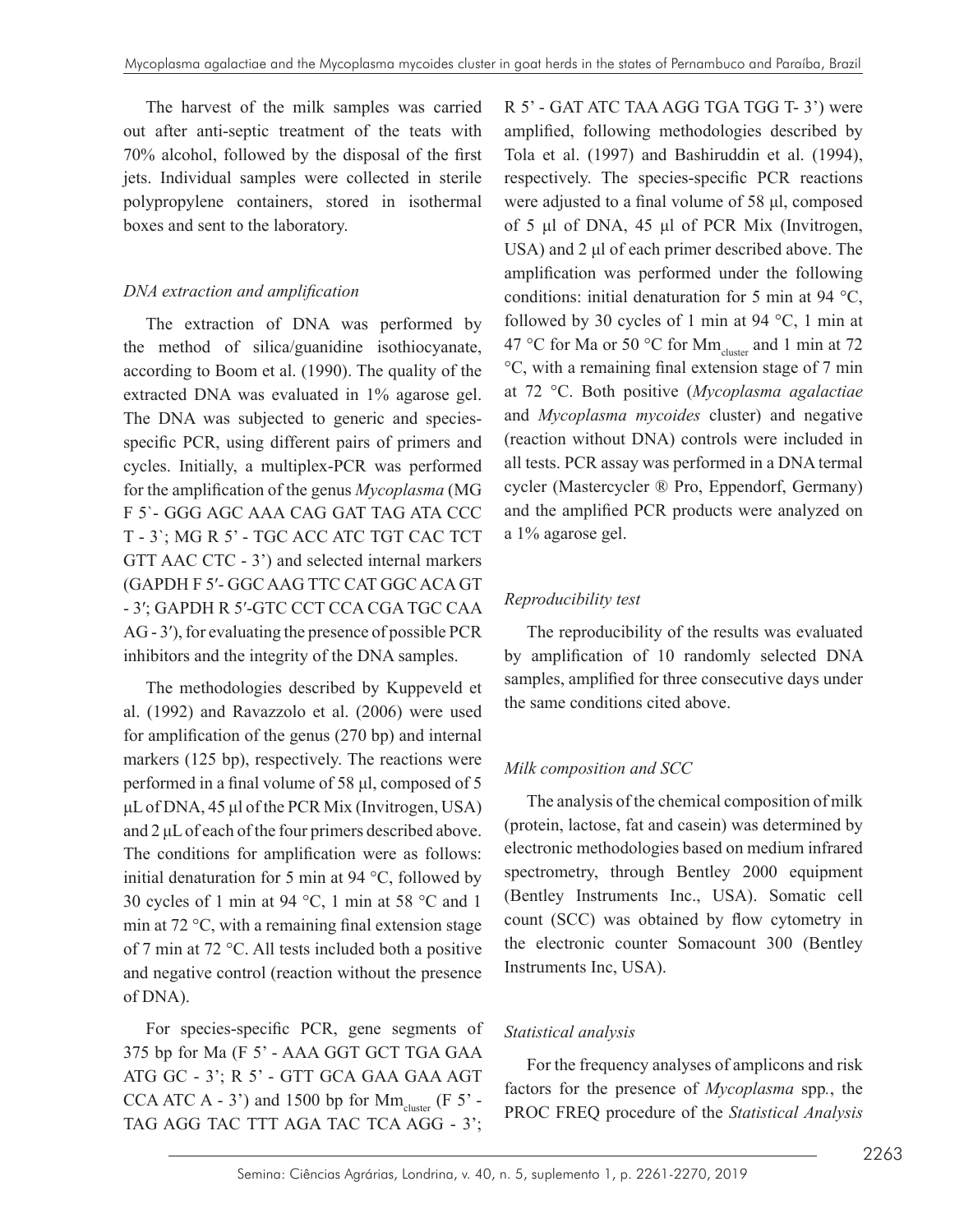The harvest of the milk samples was carried out after anti-septic treatment of the teats with 70% alcohol, followed by the disposal of the first jets. Individual samples were collected in sterile polypropylene containers, stored in isothermal boxes and sent to the laboratory.

### *DNA extraction and amplification*

The extraction of DNA was performed by the method of silica/guanidine isothiocyanate, according to Boom et al. (1990). The quality of the extracted DNA was evaluated in 1% agarose gel. The DNA was subjected to generic and species-specific PCR, using different pairs of primers and cycles. Initially, a multiplex-PCR was performed for the amplification of the genus *Mycoplasma* (MG F 5`- GGG AGC AAA CAG GAT TAG ATA CCC T - 3`; MG R 5' - TGC ACC ATC TGT CAC TCT GTT AAC CTC - 3') and selected internal markers (GAPDH F 5′- GGC AAG TTC CAT GGC ACA GT - 3′; GAPDH R 5′-GTC CCT CCA CGA TGC CAA AG - 3′), for evaluating the presence of possible PCR inhibitors and the integrity of the DNA samples.

The methodologies described by Kuppeveld et al. (1992) and Ravazzolo et al. (2006) were used for amplification of the genus (270 bp) and internal markers (125 bp), respectively. The reactions were performed in a final volume of 58 µl, composed of 5 µL of DNA, 45 µl of the PCR Mix (Invitrogen, USA) and 2 µL of each of the four primers described above. The conditions for amplification were as follows: initial denaturation for 5 min at 94 °C, followed by 30 cycles of 1 min at 94 °C, 1 min at 58 °C and 1 min at 72 °C, with a remaining final extension stage of 7 min at 72 °C. All tests included both a positive and negative control (reaction without the presence of DNA).

For species-specific PCR, gene segments of 375 bp for Ma (F 5' - AAA GGT GCT TGA GAA ATG GC - 3'; R 5' - GTT GCA GAA GAA AGT CCA ATC A - 3') and 1500 bp for $Mm_{cluster}$ (F 5' - TAG AGG TAC TTT AGA TAC TCA AGG - 3'; R 5' - GAT ATC TAA AGG TGA TGG T- 3') were amplified, following methodologies described by Tola et al. (1997) and Bashiruddin et al. (1994), respectively. The species-specific PCR reactions were adjusted to a final volume of 58 µl, composed of 5 µl of DNA, 45 µl of PCR Mix (Invitrogen, USA) and 2 µl of each primer described above. The amplification was performed under the following conditions: initial denaturation for 5 min at 94 °C, followed by 30 cycles of 1 min at 94 °C, 1 min at 47 °C for Ma or 50 °C for $Mm_{cluster}$ and 1 min at 72 °C, with a remaining final extension stage of 7 min at 72 °C. Both positive (*Mycoplasma agalactiae* and *Mycoplasma mycoides* cluster) and negative (reaction without DNA) controls were included in all tests. PCR assay was performed in a DNA termal cycler (Mastercycler ® Pro, Eppendorf, Germany) and the amplified PCR products were analyzed on a 1% agarose gel.

### *Reproducibility test*

The reproducibility of the results was evaluated by amplification of 10 randomly selected DNA samples, amplified for three consecutive days under the same conditions cited above.

### *Milk composition and SCC*

The analysis of the chemical composition of milk (protein, lactose, fat and casein) was determined by electronic methodologies based on medium infrared spectrometry, through Bentley 2000 equipment (Bentley Instruments Inc., USA). Somatic cell count (SCC) was obtained by flow cytometry in the electronic counter Somacount 300 (Bentley Instruments Inc, USA).

### *Statistical analysis*

For the frequency analyses of amplicons and risk factors for the presence of *Mycoplasma* spp*.*, the PROC FREQ procedure of the *Statistical Analysis*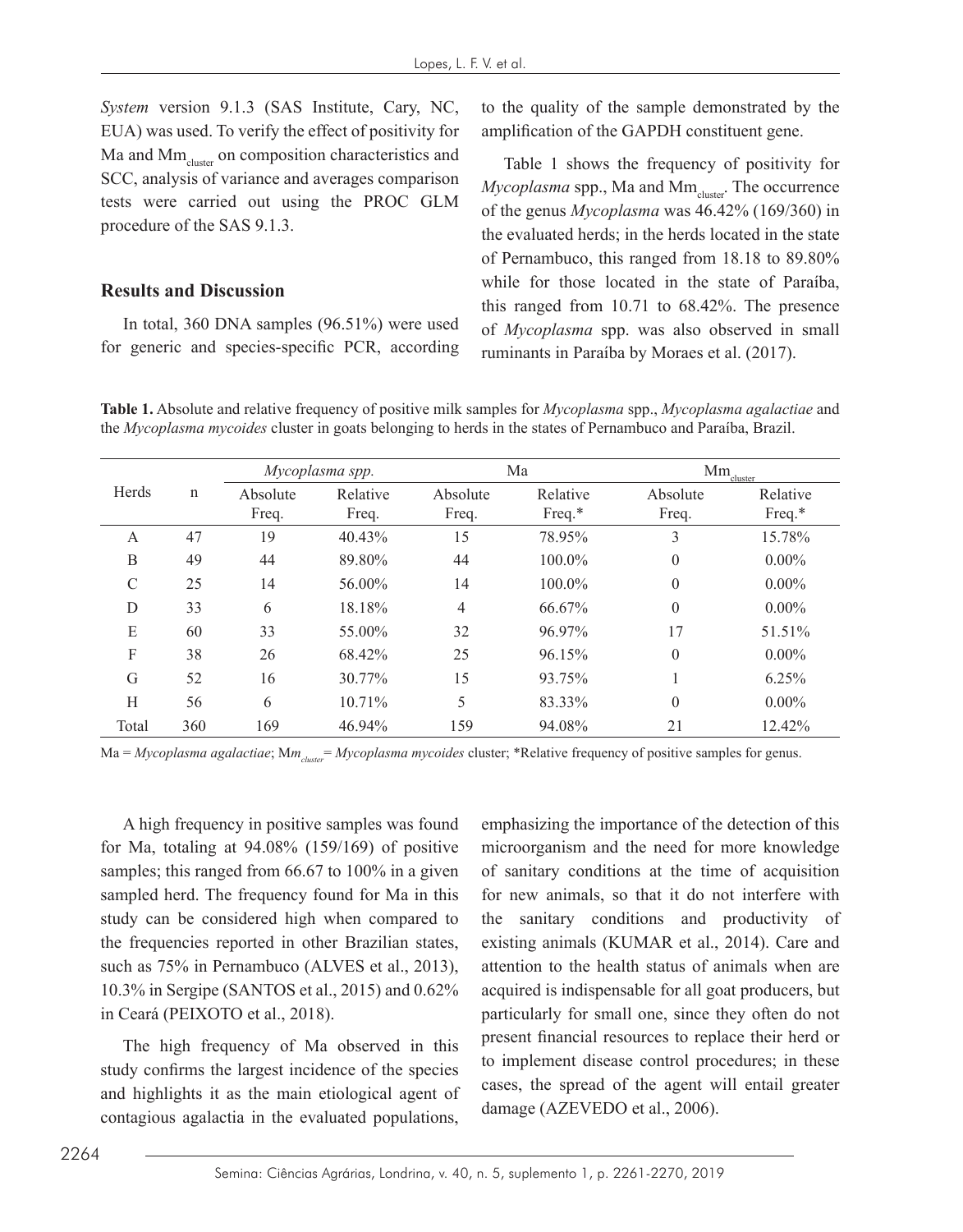*System* version 9.1.3 (SAS Institute, Cary, NC, EUA) was used. To verify the effect of positivity for Ma and $Mm_{cluster}$ on composition characteristics and SCC, analysis of variance and averages comparison tests were carried out using the PROC GLM procedure of the SAS 9.1.3.

## Results and Discussion

In total, 360 DNA samples (96.51%) were used for generic and species-specific PCR, according to the quality of the sample demonstrated by the amplification of the GAPDH constituent gene.

Table 1 shows the frequency of positivity for *Mycoplasma* spp., Ma and $Mm_{cluster}$. The occurrence of the genus *Mycoplasma* was 46.42% (169/360) in the evaluated herds; in the herds located in the state of Pernambuco, this ranged from 18.18 to 89.80% while for those located in the state of Paraíba, this ranged from 10.71 to 68.42%. The presence of *Mycoplasma* spp. was also observed in small ruminants in Paraíba by Moraes et al. (2017).

**Table 1.** Absolute and relative frequency of positive milk samples for *Mycoplasma* spp., *Mycoplasma agalactiae* and the *Mycoplasma mycoides* cluster in goats belonging to herds in the states of Pernambuco and Paraíba, Brazil.

| Herds | n | *Mycoplasma spp.* | | Ma | | $Mm_{cluster}$ | |
|---|---|---|---|---|---|---|---|
| | | Absolute Freq. | Relative Freq. | Absolute Freq. | Relative Freq.* | Absolute Freq. | Relative Freq.* |
| A | 47 | 19 | 40.43% | 15 | 78.95% | 3 | 15.78% |
| B | 49 | 44 | 89.80% | 44 | 100.0% | 0 | 0.00% |
| C | 25 | 14 | 56.00% | 14 | 100.0% | 0 | 0.00% |
| D | 33 | 6 | 18.18% | 4 | 66.67% | 0 | 0.00% |
| E | 60 | 33 | 55.00% | 32 | 96.97% | 17 | 51.51% |
| F | 38 | 26 | 68.42% | 25 | 96.15% | 0 | 0.00% |
| G | 52 | 16 | 30.77% | 15 | 93.75% | 1 | 6.25% |
| H | 56 | 6 | 10.71% | 5 | 83.33% | 0 | 0.00% |
| Total | 360 | 169 | 46.94% | 159 | 94.08% | 21 | 12.42% |

Ma = *Mycoplasma agalactiae*; $Mm_{cluster}$ = *Mycoplasma mycoides* cluster; *Relative frequency of positive samples for genus.

A high frequency in positive samples was found for Ma, totaling at 94.08% (159/169) of positive samples; this ranged from 66.67 to 100% in a given sampled herd. The frequency found for Ma in this study can be considered high when compared to the frequencies reported in other Brazilian states, such as 75% in Pernambuco (ALVES et al., 2013), 10.3% in Sergipe (SANTOS et al., 2015) and 0.62% in Ceará (PEIXOTO et al., 2018).

The high frequency of Ma observed in this study confirms the largest incidence of the species and highlights it as the main etiological agent of contagious agalactia in the evaluated populations, emphasizing the importance of the detection of this microorganism and the need for more knowledge of sanitary conditions at the time of acquisition for new animals, so that it do not interfere with the sanitary conditions and productivity of existing animals (KUMAR et al., 2014). Care and attention to the health status of animals when are acquired is indispensable for all goat producers, but particularly for small one, since they often do not present financial resources to replace their herd or to implement disease control procedures; in these cases, the spread of the agent will entail greater damage (AZEVEDO et al., 2006).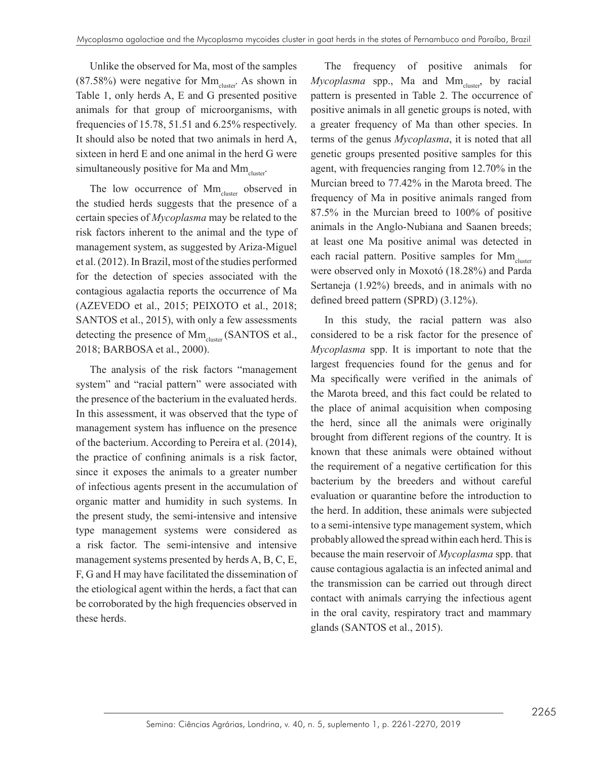Unlike the observed for Ma, most of the samples (87.58%) were negative for $Mm_{cluster}$. As shown in Table 1, only herds A, E and G presented positive animals for that group of microorganisms, with frequencies of 15.78, 51.51 and 6.25% respectively. It should also be noted that two animals in herd A, sixteen in herd E and one animal in the herd G were simultaneously positive for Ma and $Mm_{cluster}$.

The low occurrence of $Mm_{cluster}$ observed in the studied herds suggests that the presence of a certain species of *Mycoplasma* may be related to the risk factors inherent to the animal and the type of management system, as suggested by Ariza-Miguel et al. (2012). In Brazil, most of the studies performed for the detection of species associated with the contagious agalactia reports the occurrence of Ma (AZEVEDO et al., 2015; PEIXOTO et al., 2018; SANTOS et al., 2015), with only a few assessments detecting the presence of $Mm_{cluster}$ (SANTOS et al., 2018; BARBOSA et al., 2000).

The analysis of the risk factors "management system" and "racial pattern" were associated with the presence of the bacterium in the evaluated herds. In this assessment, it was observed that the type of management system has influence on the presence of the bacterium. According to Pereira et al. (2014), the practice of confining animals is a risk factor, since it exposes the animals to a greater number of infectious agents present in the accumulation of organic matter and humidity in such systems. In the present study, the semi-intensive and intensive type management systems were considered as a risk factor. The semi-intensive and intensive management systems presented by herds A, B, C, E, F, G and H may have facilitated the dissemination of the etiological agent within the herds, a fact that can be corroborated by the high frequencies observed in these herds.

The frequency of positive animals for *Mycoplasma* spp., Ma and $Mm_{cluster}$, by racial pattern is presented in Table 2. The occurrence of positive animals in all genetic groups is noted, with a greater frequency of Ma than other species. In terms of the genus *Mycoplasma*, it is noted that all genetic groups presented positive samples for this agent, with frequencies ranging from 12.70% in the Murcian breed to 77.42% in the Marota breed. The frequency of Ma in positive animals ranged from 87.5% in the Murcian breed to 100% of positive animals in the Anglo-Nubiana and Saanen breeds; at least one Ma positive animal was detected in each racial pattern. Positive samples for $Mm_{cluster}$ were observed only in Moxotó (18.28%) and Parda Sertaneja (1.92%) breeds, and in animals with no defined breed pattern (SPRD) (3.12%).

In this study, the racial pattern was also considered to be a risk factor for the presence of *Mycoplasma* spp. It is important to note that the largest frequencies found for the genus and for Ma specifically were verified in the animals of the Marota breed, and this fact could be related to the place of animal acquisition when composing the herd, since all the animals were originally brought from different regions of the country. It is known that these animals were obtained without the requirement of a negative certification for this bacterium by the breeders and without careful evaluation or quarantine before the introduction to the herd. In addition, these animals were subjected to a semi-intensive type management system, which probably allowed the spread within each herd. This is because the main reservoir of *Mycoplasma* spp. that cause contagious agalactia is an infected animal and the transmission can be carried out through direct contact with animals carrying the infectious agent in the oral cavity, respiratory tract and mammary glands (SANTOS et al., 2015).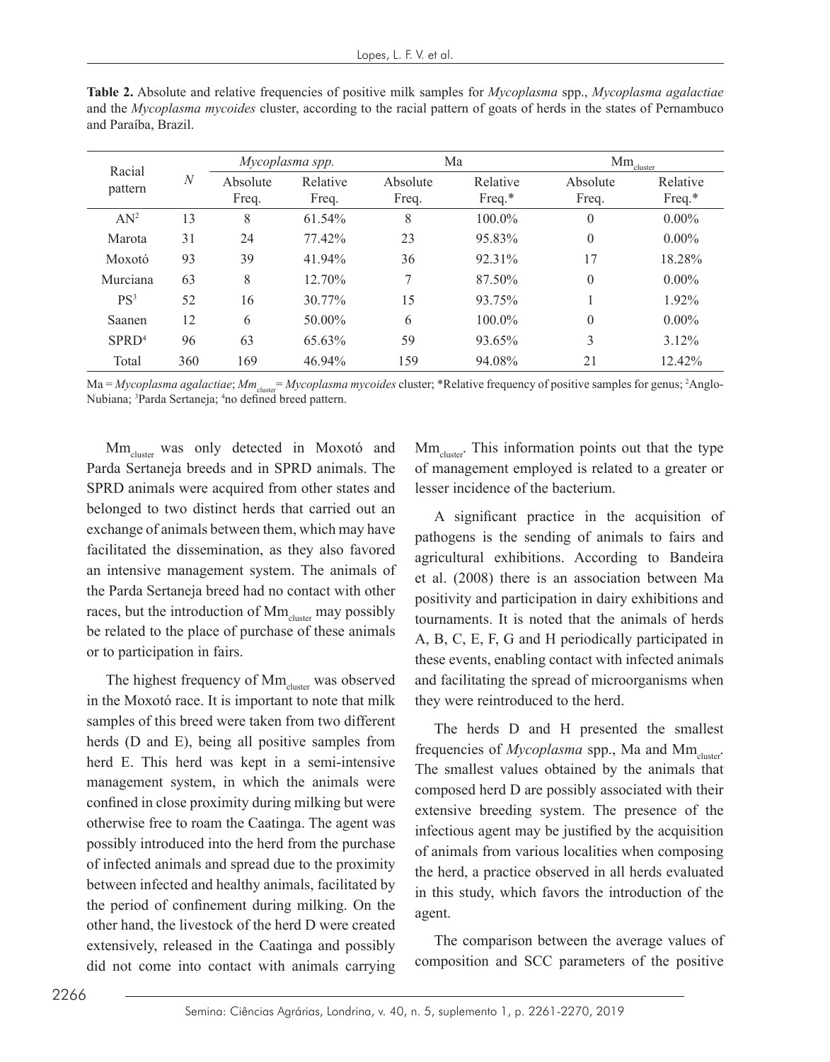**Table 2.** Absolute and relative frequencies of positive milk samples for *Mycoplasma* spp., *Mycoplasma agalactiae* and the *Mycoplasma mycoides* cluster, according to the racial pattern of goats of herds in the states of Pernambuco and Paraíba, Brazil.

| Racial pattern | *N* | *Mycoplasma spp.* | | Ma | | $Mm_{cluster}$ | |
|---|---|---|---|---|---|---|---|
| | | Absolute Freq. | Relative Freq. | Absolute Freq. | Relative Freq.* | Absolute Freq. | Relative Freq.* |
| AN[2] | 13 | 8 | 61.54% | 8 | 100.0% | 0 | 0.00% |
| Marota | 31 | 24 | 77.42% | 23 | 95.83% | 0 | 0.00% |
| Moxotó | 93 | 39 | 41.94% | 36 | 92.31% | 17 | 18.28% |
| Murciana | 63 | 8 | 12.70% | 7 | 87.50% | 0 | 0.00% |
| PS[3] | 52 | 16 | 30.77% | 15 | 93.75% | 1 | 1.92% |
| Saanen | 12 | 6 | 50.00% | 6 | 100.0% | 0 | 0.00% |
| SPRD[4] | 96 | 63 | 65.63% | 59 | 93.65% | 3 | 3.12% |
| Total | 360 | 169 | 46.94% | 159 | 94.08% | 21 | 12.42% |

Ma = *Mycoplasma agalactiae*; $Mm_{cluster}$ = *Mycoplasma mycoides* cluster; *Relative frequency of positive samples for genus; [2]Anglo-Nubiana; [3]Parda Sertaneja; [4]no defined breed pattern.

$Mm_{cluster}$ was only detected in Moxotó and Parda Sertaneja breeds and in SPRD animals. The SPRD animals were acquired from other states and belonged to two distinct herds that carried out an exchange of animals between them, which may have facilitated the dissemination, as they also favored an intensive management system. The animals of the Parda Sertaneja breed had no contact with other races, but the introduction of $Mm_{cluster}$ may possibly be related to the place of purchase of these animals or to participation in fairs.

The highest frequency of $Mm_{cluster}$ was observed in the Moxotó race. It is important to note that milk samples of this breed were taken from two different herds (D and E), being all positive samples from herd E. This herd was kept in a semi-intensive management system, in which the animals were confined in close proximity during milking but were otherwise free to roam the Caatinga. The agent was possibly introduced into the herd from the purchase of infected animals and spread due to the proximity between infected and healthy animals, facilitated by the period of confinement during milking. On the other hand, the livestock of the herd D were created extensively, released in the Caatinga and possibly did not come into contact with animals carrying $Mm_{cluster}$. This information points out that the type of management employed is related to a greater or lesser incidence of the bacterium.

A significant practice in the acquisition of pathogens is the sending of animals to fairs and agricultural exhibitions. According to Bandeira et al. (2008) there is an association between Ma positivity and participation in dairy exhibitions and tournaments. It is noted that the animals of herds A, B, C, E, F, G and H periodically participated in these events, enabling contact with infected animals and facilitating the spread of microorganisms when they were reintroduced to the herd.

The herds D and H presented the smallest frequencies of *Mycoplasma* spp., Ma and $Mm_{cluster}$. The smallest values obtained by the animals that composed herd D are possibly associated with their extensive breeding system. The presence of the infectious agent may be justified by the acquisition of animals from various localities when composing the herd, a practice observed in all herds evaluated in this study, which favors the introduction of the agent.

The comparison between the average values of composition and SCC parameters of the positive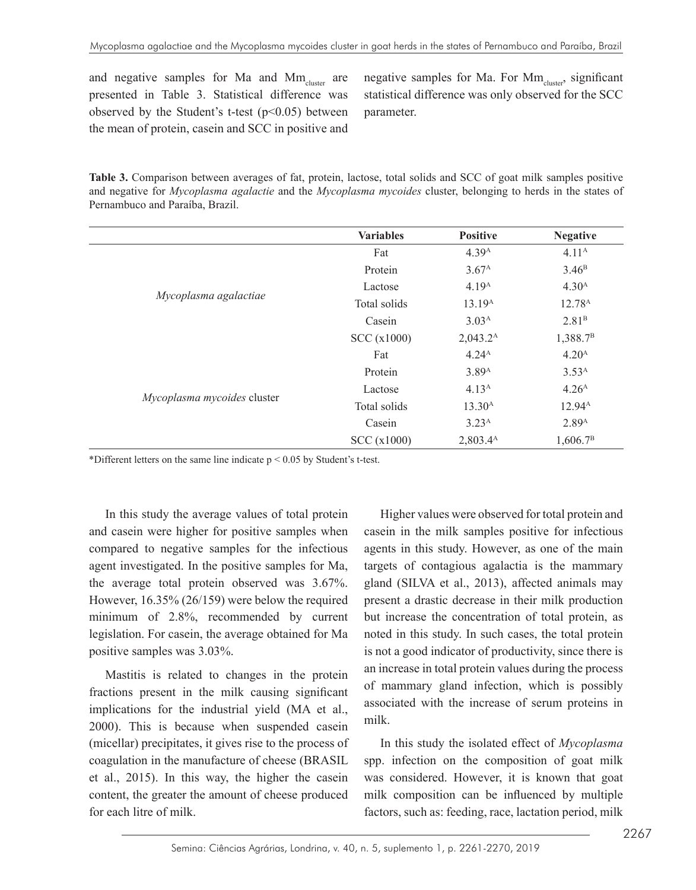and negative samples for Ma and $Mm_{cluster}$ are presented in Table 3. Statistical difference was observed by the Student's t-test ($p<0.05$) between the mean of protein, casein and SCC in positive and negative samples for Ma. For $Mm_{cluster}$, significant statistical difference was only observed for the SCC parameter.

**Table 3.** Comparison between averages of fat, protein, lactose, total solids and SCC of goat milk samples positive and negative for *Mycoplasma agalactie* and the *Mycoplasma mycoides* cluster, belonging to herds in the states of Pernambuco and Paraíba, Brazil.

| | Variables | Positive | Negative |
|---|---|---|---|
| *Mycoplasma agalactiae* | Fat | $4.39^{A}$ | $4.11^{A}$ |
| | Protein | $3.67^{A}$ | $3.46^{B}$ |
| | Lactose | $4.19^{A}$ | $4.30^{A}$ |
| | Total solids | $13.19^{A}$ | $12.78^{A}$ |
| | Casein | $3.03^{A}$ | $2.81^{B}$ |
| | SCC (x1000) | $2{,}043.2^{A}$ | $1{,}388.7^{B}$ |
| *Mycoplasma mycoides* cluster | Fat | $4.24^{A}$ | $4.20^{A}$ |
| | Protein | $3.89^{A}$ | $3.53^{A}$ |
| | Lactose | $4.13^{A}$ | $4.26^{A}$ |
| | Total solids | $13.30^{A}$ | $12.94^{A}$ |
| | Casein | $3.23^{A}$ | $2.89^{A}$ |
| | SCC (x1000) | $2{,}803.4^{A}$ | $1{,}606.7^{B}$ |

*Different letters on the same line indicate $p < 0.05$ by Student's t-test.

In this study the average values of total protein and casein were higher for positive samples when compared to negative samples for the infectious agent investigated. In the positive samples for Ma, the average total protein observed was 3.67%. However, 16.35% (26/159) were below the required minimum of 2.8%, recommended by current legislation. For casein, the average obtained for Ma positive samples was 3.03%.

Mastitis is related to changes in the protein fractions present in the milk causing significant implications for the industrial yield (MA et al., 2000). This is because when suspended casein (micellar) precipitates, it gives rise to the process of coagulation in the manufacture of cheese (BRASIL et al., 2015). In this way, the higher the casein content, the greater the amount of cheese produced for each litre of milk.

Higher values were observed for total protein and casein in the milk samples positive for infectious agents in this study. However, as one of the main targets of contagious agalactia is the mammary gland (SILVA et al., 2013), affected animals may present a drastic decrease in their milk production but increase the concentration of total protein, as noted in this study. In such cases, the total protein is not a good indicator of productivity, since there is an increase in total protein values during the process of mammary gland infection, which is possibly associated with the increase of serum proteins in milk.

In this study the isolated effect of *Mycoplasma* spp. infection on the composition of goat milk was considered. However, it is known that goat milk composition can be influenced by multiple factors, such as: feeding, race, lactation period, milk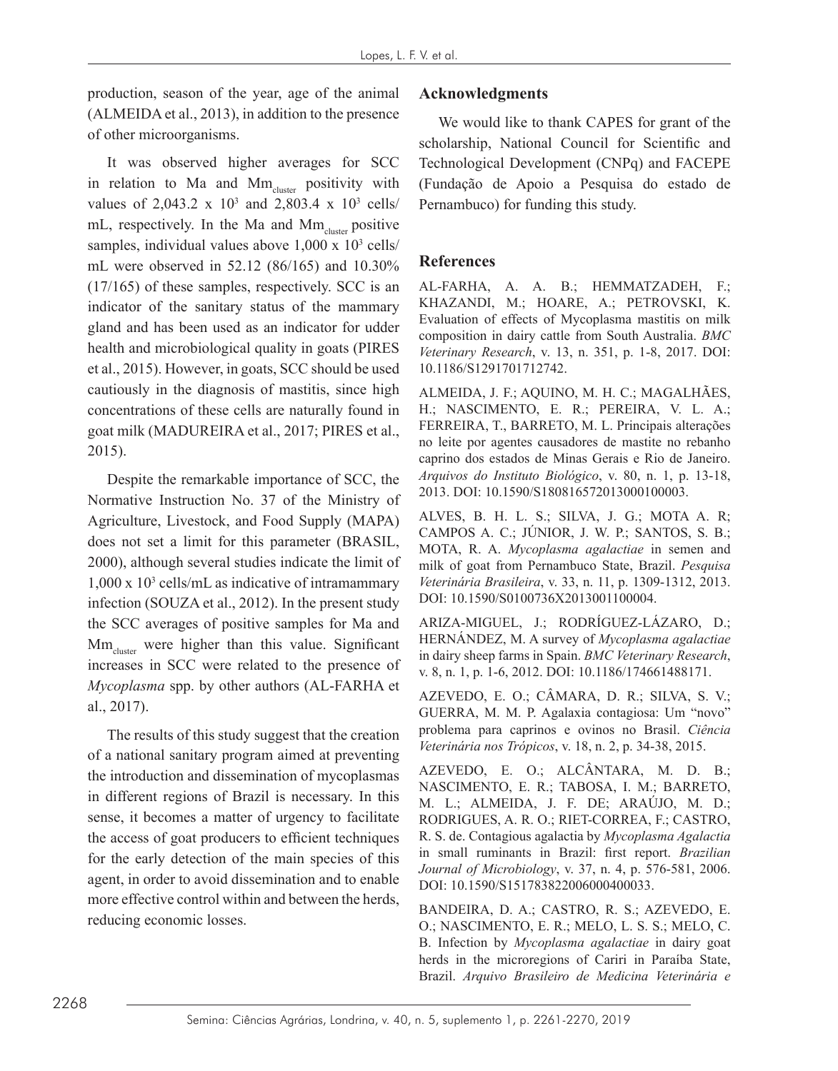production, season of the year, age of the animal (ALMEIDA et al., 2013), in addition to the presence of other microorganisms.

It was observed higher averages for SCC in relation to Ma and $Mm_{cluster}$ positivity with values of 2,043.2 x $10^3$ and 2,803.4 x $10^3$ cells/mL, respectively. In the Ma and $Mm_{cluster}$ positive samples, individual values above 1,000 x $10^3$ cells/mL were observed in 52.12 (86/165) and 10.30% (17/165) of these samples, respectively. SCC is an indicator of the sanitary status of the mammary gland and has been used as an indicator for udder health and microbiological quality in goats (PIRES et al., 2015). However, in goats, SCC should be used cautiously in the diagnosis of mastitis, since high concentrations of these cells are naturally found in goat milk (MADUREIRA et al., 2017; PIRES et al., 2015).

Despite the remarkable importance of SCC, the Normative Instruction No. 37 of the Ministry of Agriculture, Livestock, and Food Supply (MAPA) does not set a limit for this parameter (BRASIL, 2000), although several studies indicate the limit of 1,000 x $10^3$ cells/mL as indicative of intramammary infection (SOUZA et al., 2012). In the present study the SCC averages of positive samples for Ma and $Mm_{cluster}$ were higher than this value. Significant increases in SCC were related to the presence of *Mycoplasma* spp. by other authors (AL-FARHA et al., 2017).

The results of this study suggest that the creation of a national sanitary program aimed at preventing the introduction and dissemination of mycoplasmas in different regions of Brazil is necessary. In this sense, it becomes a matter of urgency to facilitate the access of goat producers to efficient techniques for the early detection of the main species of this agent, in order to avoid dissemination and to enable more effective control within and between the herds, reducing economic losses.

## Acknowledgments

We would like to thank CAPES for grant of the scholarship, National Council for Scientific and Technological Development (CNPq) and FACEPE (Fundação de Apoio a Pesquisa do estado de Pernambuco) for funding this study.

## References

AL-FARHA, A. A. B.; HEMMATZADEH, F.; KHAZANDI, M.; HOARE, A.; PETROVSKI, K. Evaluation of effects of Mycoplasma mastitis on milk composition in dairy cattle from South Australia. *BMC Veterinary Research*, v. 13, n. 351, p. 1-8, 2017. DOI: 10.1186/S1291701712742.

ALMEIDA, J. F.; AQUINO, M. H. C.; MAGALHÃES, H.; NASCIMENTO, E. R.; PEREIRA, V. L. A.; FERREIRA, T., BARRETO, M. L. Principais alterações no leite por agentes causadores de mastite no rebanho caprino dos estados de Minas Gerais e Rio de Janeiro. *Arquivos do Instituto Biológico*, v. 80, n. 1, p. 13-18, 2013. DOI: 10.1590/S180816572013000100003.

ALVES, B. H. L. S.; SILVA, J. G.; MOTA A. R; CAMPOS A. C.; JÚNIOR, J. W. P.; SANTOS, S. B.; MOTA, R. A. *Mycoplasma agalactiae* in semen and milk of goat from Pernambuco State, Brazil. *Pesquisa Veterinária Brasileira*, v. 33, n. 11, p. 1309-1312, 2013. DOI: 10.1590/S0100736X2013001100004.

ARIZA-MIGUEL, J.; RODRÍGUEZ-LÁZARO, D.; HERNÁNDEZ, M. A survey of *Mycoplasma agalactiae* in dairy sheep farms in Spain. *BMC Veterinary Research*, v. 8, n. 1, p. 1-6, 2012. DOI: 10.1186/174661488171.

AZEVEDO, E. O.; CÂMARA, D. R.; SILVA, S. V.; GUERRA, M. M. P. Agalaxia contagiosa: Um "novo" problema para caprinos e ovinos no Brasil. *Ciência Veterinária nos Trópicos*, v. 18, n. 2, p. 34-38, 2015.

AZEVEDO, E. O.; ALCÂNTARA, M. D. B.; NASCIMENTO, E. R.; TABOSA, I. M.; BARRETO, M. L.; ALMEIDA, J. F. DE; ARAÚJO, M. D.; RODRIGUES, A. R. O.; RIET-CORREA, F.; CASTRO, R. S. de. Contagious agalactia by *Mycoplasma Agalactia* in small ruminants in Brazil: first report. *Brazilian Journal of Microbiology*, v. 37, n. 4, p. 576-581, 2006. DOI: 10.1590/S151783822006000400033.

BANDEIRA, D. A.; CASTRO, R. S.; AZEVEDO, E. O.; NASCIMENTO, E. R.; MELO, L. S. S.; MELO, C. B. Infection by *Mycoplasma agalactiae* in dairy goat herds in the microregions of Cariri in Paraíba State, Brazil. *Arquivo Brasileiro de Medicina Veterinária e*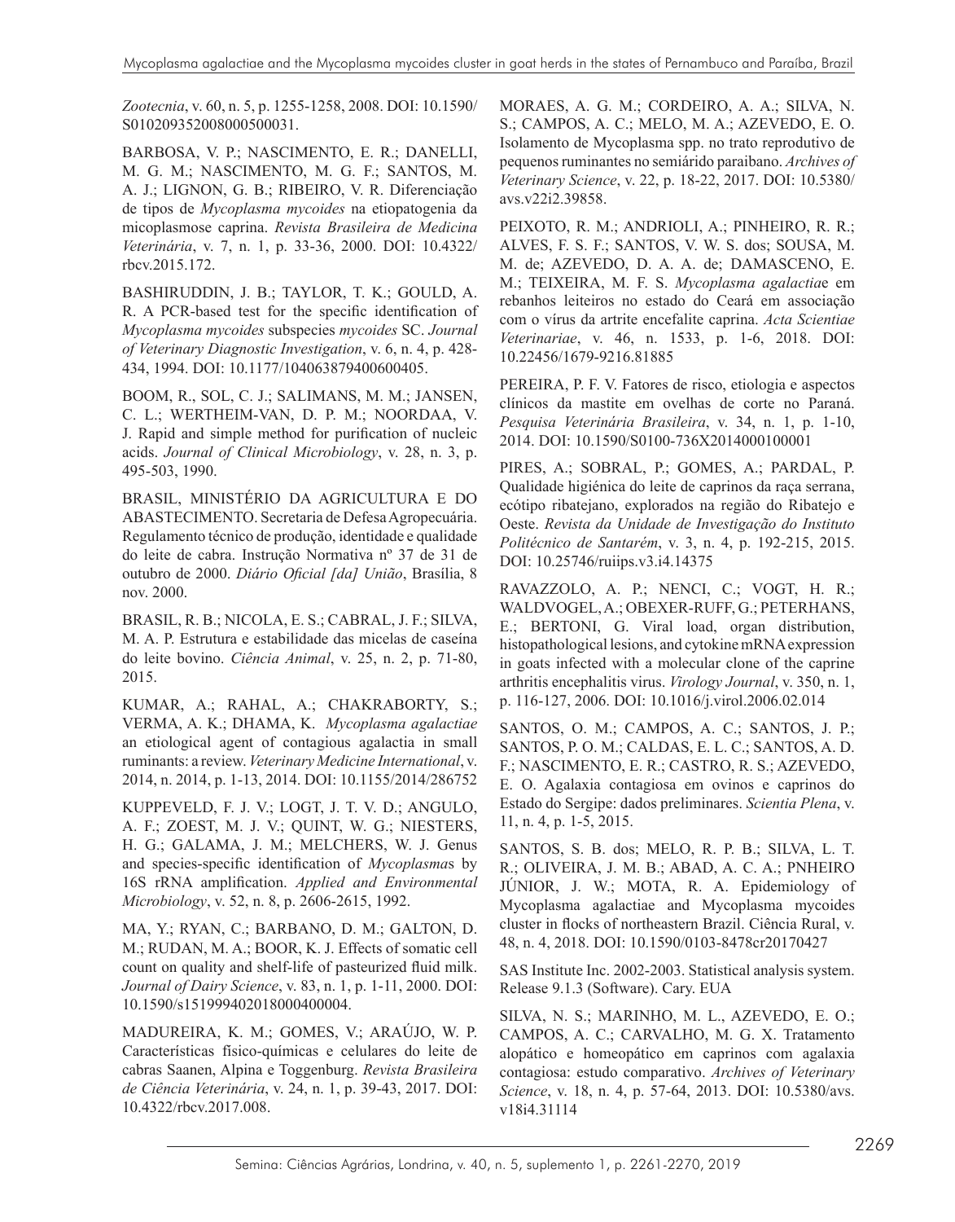*Zootecnia*, v. 60, n. 5, p. 1255-1258, 2008. DOI: 10.1590/S010209352008000500031.

BARBOSA, V. P.; NASCIMENTO, E. R.; DANELLI, M. G. M.; NASCIMENTO, M. G. F.; SANTOS, M. A. J.; LIGNON, G. B.; RIBEIRO, V. R. Diferenciação de tipos de *Mycoplasma mycoides* na etiopatogenia da micoplasmose caprina. *Revista Brasileira de Medicina Veterinária*, v. 7, n. 1, p. 33-36, 2000. DOI: 10.4322/rbcv.2015.172.

BASHIRUDDIN, J. B.; TAYLOR, T. K.; GOULD, A. R. A PCR-based test for the specific identification of *Mycoplasma mycoides* subspecies *mycoides* SC. *Journal of Veterinary Diagnostic Investigation*, v. 6, n. 4, p. 428-434, 1994. DOI: 10.1177/104063879400600405.

BOOM, R., SOL, C. J.; SALIMANS, M. M.; JANSEN, C. L.; WERTHEIM-VAN, D. P. M.; NOORDAA, V. J. Rapid and simple method for purification of nucleic acids. *Journal of Clinical Microbiology*, v. 28, n. 3, p. 495-503, 1990.

BRASIL, MINISTÉRIO DA AGRICULTURA E DO ABASTECIMENTO. Secretaria de Defesa Agropecuária. Regulamento técnico de produção, identidade e qualidade do leite de cabra. Instrução Normativa nº 37 de 31 de outubro de 2000. *Diário Oficial [da] União*, Brasília, 8 nov. 2000.

BRASIL, R. B.; NICOLA, E. S.; CABRAL, J. F.; SILVA, M. A. P. Estrutura e estabilidade das micelas de caseína do leite bovino. *Ciência Animal*, v. 25, n. 2, p. 71-80, 2015.

KUMAR, A.; RAHAL, A.; CHAKRABORTY, S.; VERMA, A. K.; DHAMA, K. *Mycoplasma agalactiae* an etiological agent of contagious agalactia in small ruminants: a review. *Veterinary Medicine International*, v. 2014, n. 2014, p. 1-13, 2014. DOI: 10.1155/2014/286752

KUPPEVELD, F. J. V.; LOGT, J. T. V. D.; ANGULO, A. F.; ZOEST, M. J. V.; QUINT, W. G.; NIESTERS, H. G.; GALAMA, J. M.; MELCHERS, W. J. Genus and species-specific identification of *Mycoplasma*s by 16S rRNA amplification. *Applied and Environmental Microbiology*, v. 52, n. 8, p. 2606-2615, 1992.

MA, Y.; RYAN, C.; BARBANO, D. M.; GALTON, D. M.; RUDAN, M. A.; BOOR, K. J. Effects of somatic cell count on quality and shelf-life of pasteurized fluid milk. *Journal of Dairy Science*, v. 83, n. 1, p. 1-11, 2000. DOI: 10.1590/s151999402018000400004.

MADUREIRA, K. M.; GOMES, V.; ARAÚJO, W. P. Características físico-químicas e celulares do leite de cabras Saanen, Alpina e Toggenburg. *Revista Brasileira de Ciência Veterinária*, v. 24, n. 1, p. 39-43, 2017. DOI: 10.4322/rbcv.2017.008.

MORAES, A. G. M.; CORDEIRO, A. A.; SILVA, N. S.; CAMPOS, A. C.; MELO, M. A.; AZEVEDO, E. O. Isolamento de Mycoplasma spp. no trato reprodutivo de pequenos ruminantes no semiárido paraibano. *Archives of Veterinary Science*, v. 22, p. 18-22, 2017. DOI: 10.5380/avs.v22i2.39858.

PEIXOTO, R. M.; ANDRIOLI, A.; PINHEIRO, R. R.; ALVES, F. S. F.; SANTOS, V. W. S. dos; SOUSA, M. M. de; AZEVEDO, D. A. A. de; DAMASCENO, E. M.; TEIXEIRA, M. F. S. *Mycoplasma agalactia*e em rebanhos leiteiros no estado do Ceará em associação com o vírus da artrite encefalite caprina. *Acta Scientiae Veterinariae*, v. 46, n. 1533, p. 1-6, 2018. DOI: 10.22456/1679-9216.81885

PEREIRA, P. F. V. Fatores de risco, etiologia e aspectos clínicos da mastite em ovelhas de corte no Paraná. *Pesquisa Veterinária Brasileira*, v. 34, n. 1, p. 1-10, 2014. DOI: 10.1590/S0100-736X2014000100001

PIRES, A.; SOBRAL, P.; GOMES, A.; PARDAL, P. Qualidade higiénica do leite de caprinos da raça serrana, ecótipo ribatejano, explorados na região do Ribatejo e Oeste. *Revista da Unidade de Investigação do Instituto Politécnico de Santarém*, v. 3, n. 4, p. 192-215, 2015. DOI: 10.25746/ruiips.v3.i4.14375

RAVAZZOLO, A. P.; NENCI, C.; VOGT, H. R.; WALDVOGEL, A.; OBEXER-RUFF, G.; PETERHANS, E.; BERTONI, G. Viral load, organ distribution, histopathological lesions, and cytokine mRNA expression in goats infected with a molecular clone of the caprine arthritis encephalitis virus. *Virology Journal*, v. 350, n. 1, p. 116-127, 2006. DOI: 10.1016/j.virol.2006.02.014

SANTOS, O. M.; CAMPOS, A. C.; SANTOS, J. P.; SANTOS, P. O. M.; CALDAS, E. L. C.; SANTOS, A. D. F.; NASCIMENTO, E. R.; CASTRO, R. S.; AZEVEDO, E. O. Agalaxia contagiosa em ovinos e caprinos do Estado do Sergipe: dados preliminares. *Scientia Plena*, v. 11, n. 4, p. 1-5, 2015.

SANTOS, S. B. dos; MELO, R. P. B.; SILVA, L. T. R.; OLIVEIRA, J. M. B.; ABAD, A. C. A.; PNHEIRO JÚNIOR, J. W.; MOTA, R. A. Epidemiology of Mycoplasma agalactiae and Mycoplasma mycoides cluster in flocks of northeastern Brazil. Ciência Rural, v. 48, n. 4, 2018. DOI: 10.1590/0103-8478cr20170427

SAS Institute Inc. 2002-2003. Statistical analysis system. Release 9.1.3 (Software). Cary. EUA

SILVA, N. S.; MARINHO, M. L., AZEVEDO, E. O.; CAMPOS, A. C.; CARVALHO, M. G. X. Tratamento alopático e homeopático em caprinos com agalaxia contagiosa: estudo comparativo. *Archives of Veterinary Science*, v. 18, n. 4, p. 57-64, 2013. DOI: 10.5380/avs.v18i4.31114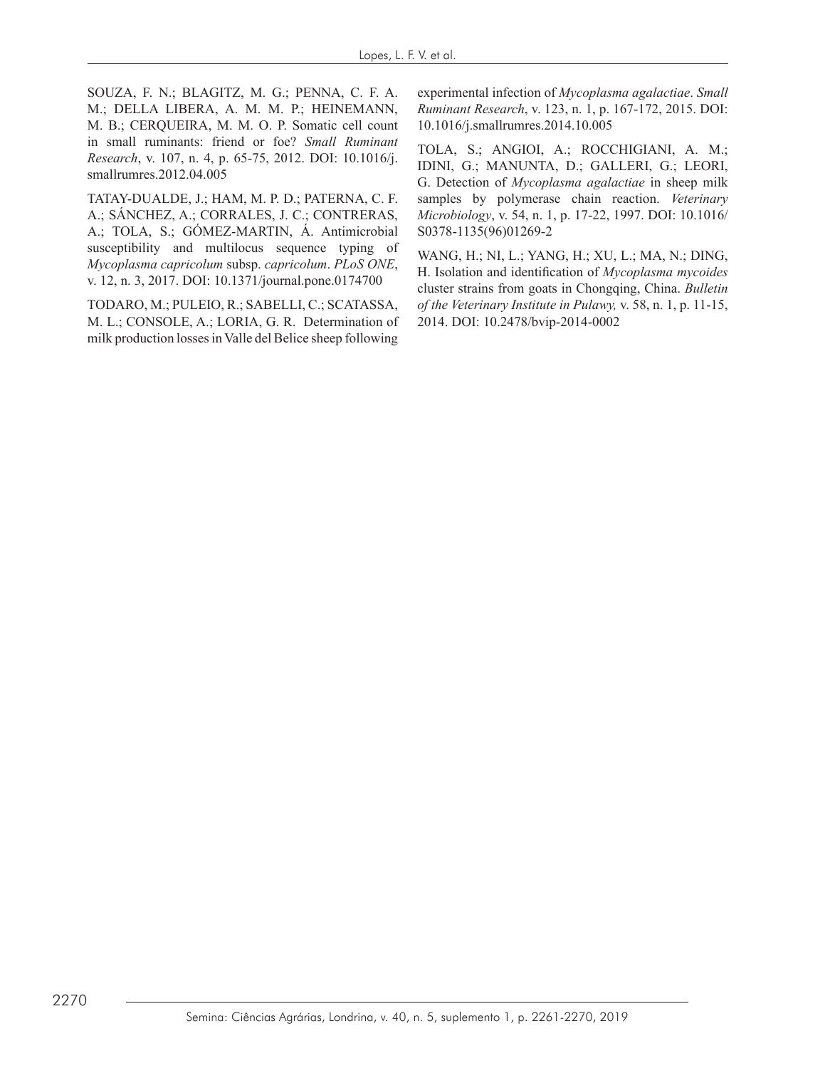SOUZA, F. N.; BLAGITZ, M. G.; PENNA, C. F. A. M.; DELLA LIBERA, A. M. M. P.; HEINEMANN, M. B.; CERQUEIRA, M. M. O. P. Somatic cell count in small ruminants: friend or foe? *Small Ruminant Research*, v. 107, n. 4, p. 65-75, 2012. DOI: 10.1016/j.smallrumres.2012.04.005

TATAY-DUALDE, J.; HAM, M. P. D.; PATERNA, C. F. A.; SÁNCHEZ, A.; CORRALES, J. C.; CONTRERAS, A.; TOLA, S.; GÓMEZ-MARTIN, Á. Antimicrobial susceptibility and multilocus sequence typing of *Mycoplasma capricolum* subsp. *capricolum*. *PLoS ONE*, v. 12, n. 3, 2017. DOI: 10.1371/journal.pone.0174700

TODARO, M.; PULEIO, R.; SABELLI, C.; SCATASSA, M. L.; CONSOLE, A.; LORIA, G. R. Determination of milk production losses in Valle del Belice sheep following experimental infection of *Mycoplasma agalactiae*. *Small Ruminant Research*, v. 123, n. 1, p. 167-172, 2015. DOI: 10.1016/j.smallrumres.2014.10.005

TOLA, S.; ANGIOI, A.; ROCCHIGIANI, A. M.; IDINI, G.; MANUNTA, D.; GALLERI, G.; LEORI, G. Detection of *Mycoplasma agalactiae* in sheep milk samples by polymerase chain reaction. *Veterinary Microbiology*, v. 54, n. 1, p. 17-22, 1997. DOI: 10.1016/S0378-1135(96)01269-2

WANG, H.; NI, L.; YANG, H.; XU, L.; MA, N.; DING, H. Isolation and identification of *Mycoplasma mycoides* cluster strains from goats in Chongqing, China. *Bulletin of the Veterinary Institute in Pulawy,* v. 58, n. 1, p. 11-15, 2014. DOI: 10.2478/bvip-2014-0002